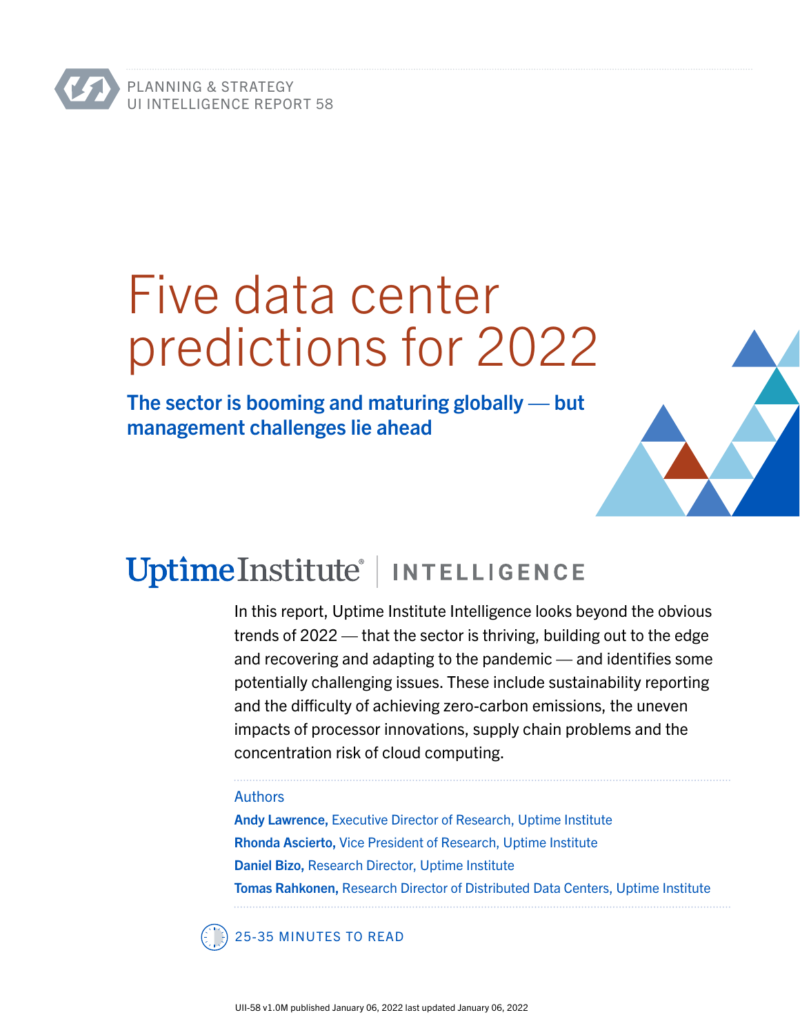PLANNING & STRATEGY
UI INTELLIGENCE REPORT 58

# Five data center predictions for 2022

## The sector is booming and maturing globally — but management challenges lie ahead

Uptime Institute | INTELLIGENCE

In this report, Uptime Institute Intelligence looks beyond the obvious trends of 2022 — that the sector is thriving, building out to the edge and recovering and adapting to the pandemic — and identifies some potentially challenging issues. These include sustainability reporting and the difficulty of achieving zero-carbon emissions, the uneven impacts of processor innovations, supply chain problems and the concentration risk of cloud computing.

Authors

**Andy Lawrence,** Executive Director of Research, Uptime Institute

**Rhonda Ascierto,** Vice President of Research, Uptime Institute

**Daniel Bizo,** Research Director, Uptime Institute

**Tomas Rahkonen,** Research Director of Distributed Data Centers, Uptime Institute

25-35 MINUTES TO READ

UII-58 v1.0M published January 06, 2022 last updated January 06, 2022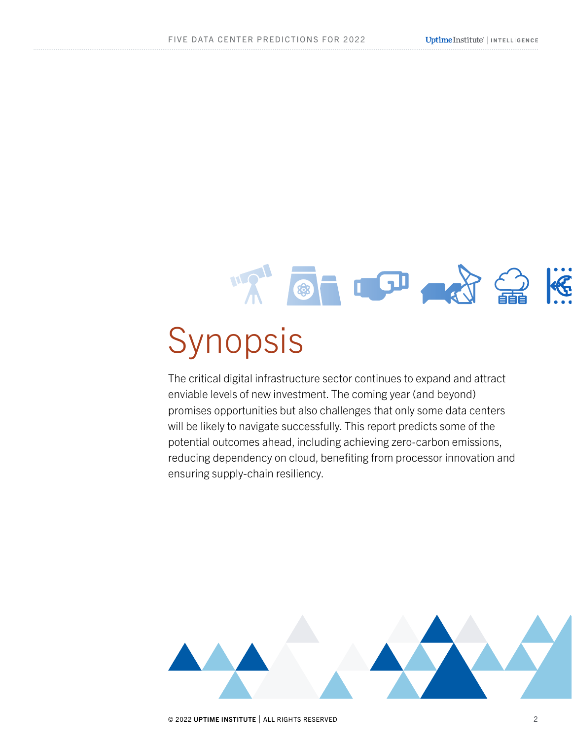# Synopsis

The critical digital infrastructure sector continues to expand and attract enviable levels of new investment. The coming year (and beyond) promises opportunities but also challenges that only some data centers will be likely to navigate successfully. This report predicts some of the potential outcomes ahead, including achieving zero-carbon emissions, reducing dependency on cloud, benefiting from processor innovation and ensuring supply-chain resiliency.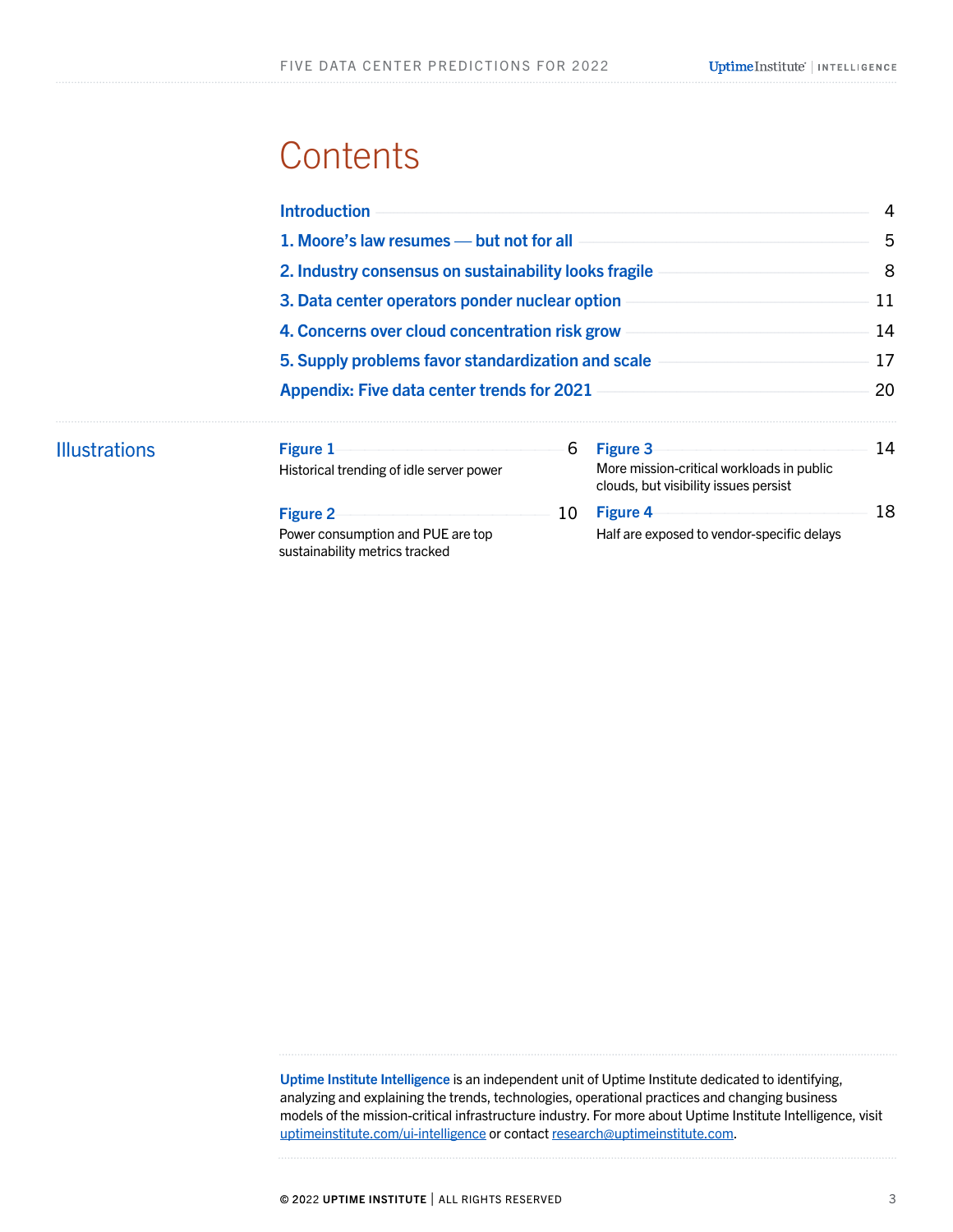# Contents

- Introduction — 4
- 1. Moore's law resumes — but not for all — 5
- 2. Industry consensus on sustainability looks fragile — 8
- 3. Data center operators ponder nuclear option — 11
- 4. Concerns over cloud concentration risk grow — 14
- 5. Supply problems favor standardization and scale — 17
- Appendix: Five data center trends for 2021 — 20

## Illustrations

**Figure 1** — 6
Historical trending of idle server power

**Figure 2** — 10
Power consumption and PUE are top sustainability metrics tracked

**Figure 3** — 14
More mission-critical workloads in public clouds, but visibility issues persist

**Figure 4** — 18
Half are exposed to vendor-specific delays

**Uptime Institute Intelligence** is an independent unit of Uptime Institute dedicated to identifying, analyzing and explaining the trends, technologies, operational practices and changing business models of the mission-critical infrastructure industry. For more about Uptime Institute Intelligence, visit uptimeinstitute.com/ui-intelligence or contact research@uptimeinstitute.com.

© 2022 UPTIME INSTITUTE | ALL RIGHTS RESERVED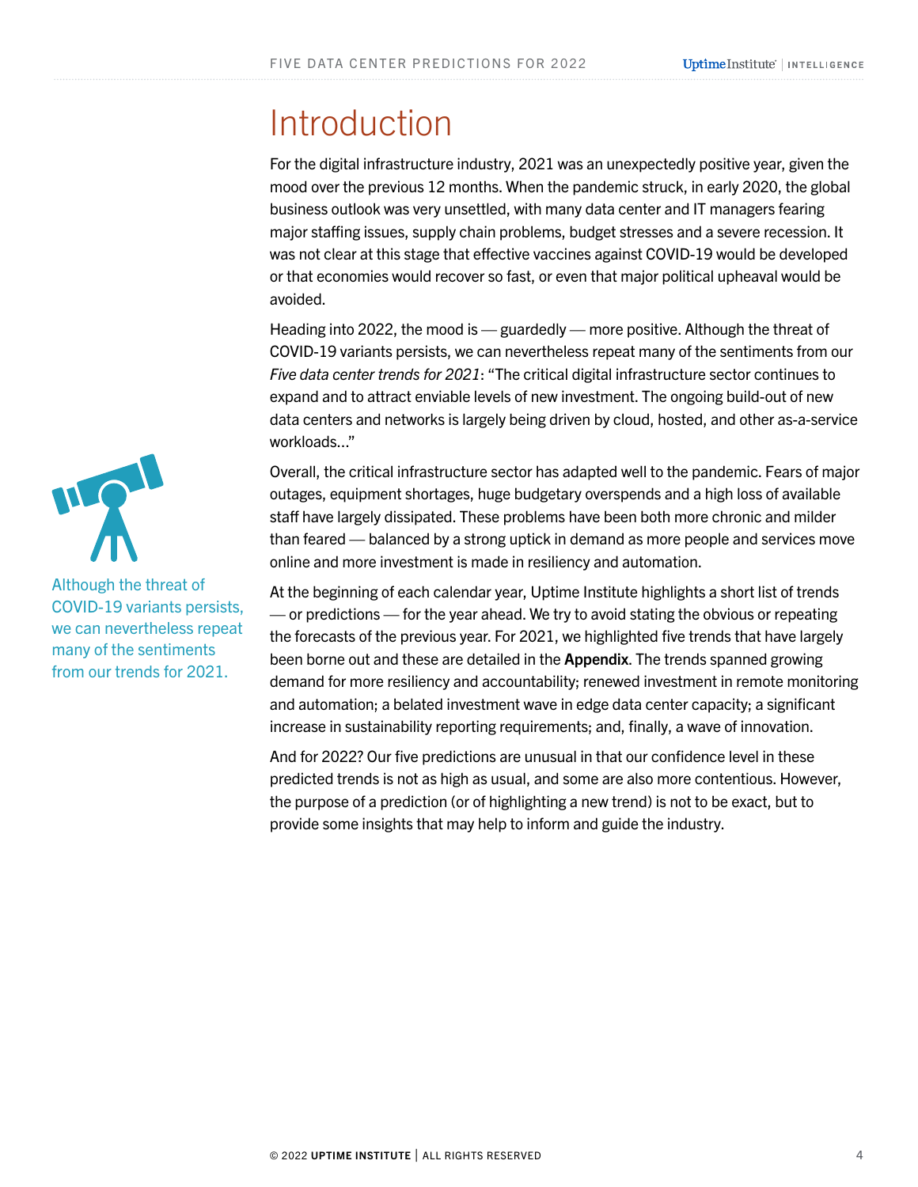# Introduction

For the digital infrastructure industry, 2021 was an unexpectedly positive year, given the mood over the previous 12 months. When the pandemic struck, in early 2020, the global business outlook was very unsettled, with many data center and IT managers fearing major staffing issues, supply chain problems, budget stresses and a severe recession. It was not clear at this stage that effective vaccines against COVID-19 would be developed or that economies would recover so fast, or even that major political upheaval would be avoided.

Heading into 2022, the mood is — guardedly — more positive. Although the threat of COVID-19 variants persists, we can nevertheless repeat many of the sentiments from our *Five data center trends for 2021*: "The critical digital infrastructure sector continues to expand and to attract enviable levels of new investment. The ongoing build-out of new data centers and networks is largely being driven by cloud, hosted, and other as-a-service workloads…"

Although the threat of COVID-19 variants persists, we can nevertheless repeat many of the sentiments from our trends for 2021.

Overall, the critical infrastructure sector has adapted well to the pandemic. Fears of major outages, equipment shortages, huge budgetary overspends and a high loss of available staff have largely dissipated. These problems have been both more chronic and milder than feared — balanced by a strong uptick in demand as more people and services move online and more investment is made in resiliency and automation.

At the beginning of each calendar year, Uptime Institute highlights a short list of trends — or predictions — for the year ahead. We try to avoid stating the obvious or repeating the forecasts of the previous year. For 2021, we highlighted five trends that have largely been borne out and these are detailed in the **Appendix**. The trends spanned growing demand for more resiliency and accountability; renewed investment in remote monitoring and automation; a belated investment wave in edge data center capacity; a significant increase in sustainability reporting requirements; and, finally, a wave of innovation.

And for 2022? Our five predictions are unusual in that our confidence level in these predicted trends is not as high as usual, and some are also more contentious. However, the purpose of a prediction (or of highlighting a new trend) is not to be exact, but to provide some insights that may help to inform and guide the industry.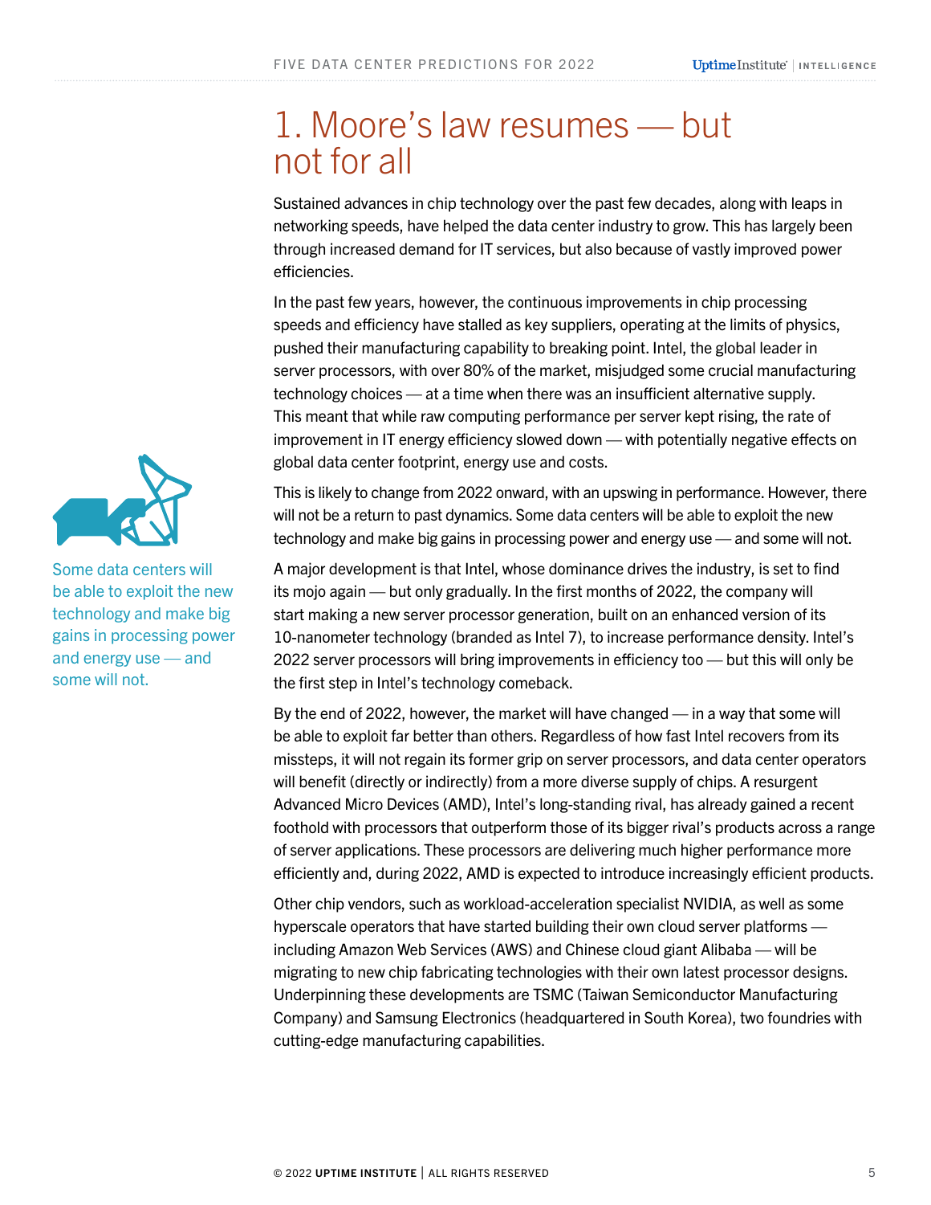# 1. Moore's law resumes — but not for all

Sustained advances in chip technology over the past few decades, along with leaps in networking speeds, have helped the data center industry to grow. This has largely been through increased demand for IT services, but also because of vastly improved power efficiencies.

In the past few years, however, the continuous improvements in chip processing speeds and efficiency have stalled as key suppliers, operating at the limits of physics, pushed their manufacturing capability to breaking point. Intel, the global leader in server processors, with over 80% of the market, misjudged some crucial manufacturing technology choices — at a time when there was an insufficient alternative supply. This meant that while raw computing performance per server kept rising, the rate of improvement in IT energy efficiency slowed down — with potentially negative effects on global data center footprint, energy use and costs.

This is likely to change from 2022 onward, with an upswing in performance. However, there will not be a return to past dynamics. Some data centers will be able to exploit the new technology and make big gains in processing power and energy use — and some will not.

Some data centers will be able to exploit the new technology and make big gains in processing power and energy use — and some will not.

A major development is that Intel, whose dominance drives the industry, is set to find its mojo again — but only gradually. In the first months of 2022, the company will start making a new server processor generation, built on an enhanced version of its 10-nanometer technology (branded as Intel 7), to increase performance density. Intel's 2022 server processors will bring improvements in efficiency too — but this will only be the first step in Intel's technology comeback.

By the end of 2022, however, the market will have changed — in a way that some will be able to exploit far better than others. Regardless of how fast Intel recovers from its missteps, it will not regain its former grip on server processors, and data center operators will benefit (directly or indirectly) from a more diverse supply of chips. A resurgent Advanced Micro Devices (AMD), Intel's long-standing rival, has already gained a recent foothold with processors that outperform those of its bigger rival's products across a range of server applications. These processors are delivering much higher performance more efficiently and, during 2022, AMD is expected to introduce increasingly efficient products.

Other chip vendors, such as workload-acceleration specialist NVIDIA, as well as some hyperscale operators that have started building their own cloud server platforms — including Amazon Web Services (AWS) and Chinese cloud giant Alibaba — will be migrating to new chip fabricating technologies with their own latest processor designs. Underpinning these developments are TSMC (Taiwan Semiconductor Manufacturing Company) and Samsung Electronics (headquartered in South Korea), two foundries with cutting-edge manufacturing capabilities.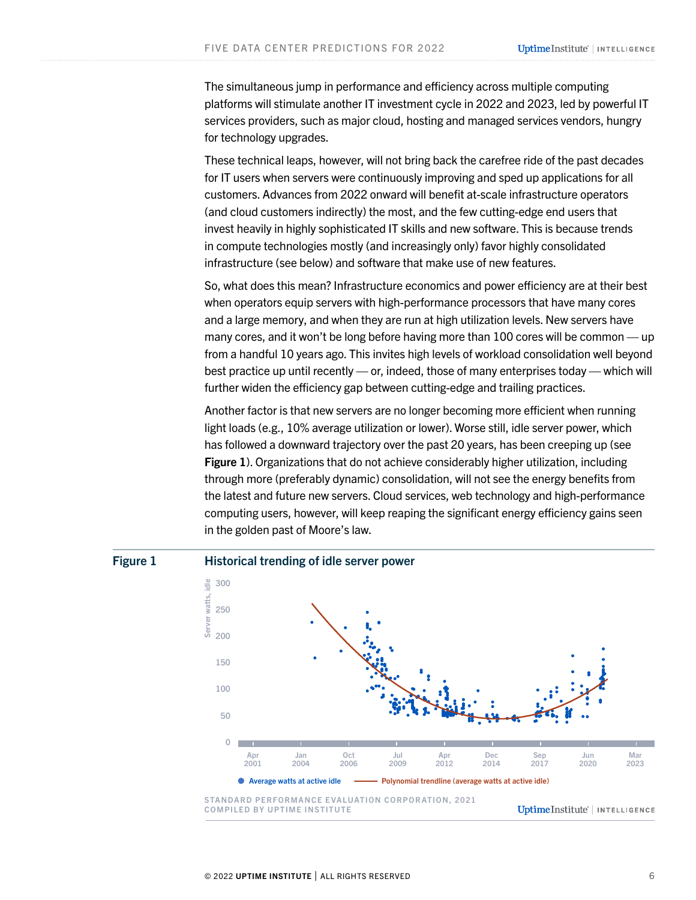The simultaneous jump in performance and efficiency across multiple computing platforms will stimulate another IT investment cycle in 2022 and 2023, led by powerful IT services providers, such as major cloud, hosting and managed services vendors, hungry for technology upgrades.

These technical leaps, however, will not bring back the carefree ride of the past decades for IT users when servers were continuously improving and sped up applications for all customers. Advances from 2022 onward will benefit at-scale infrastructure operators (and cloud customers indirectly) the most, and the few cutting-edge end users that invest heavily in highly sophisticated IT skills and new software. This is because trends in compute technologies mostly (and increasingly only) favor highly consolidated infrastructure (see below) and software that make use of new features.

So, what does this mean? Infrastructure economics and power efficiency are at their best when operators equip servers with high-performance processors that have many cores and a large memory, and when they are run at high utilization levels. New servers have many cores, and it won't be long before having more than 100 cores will be common — up from a handful 10 years ago. This invites high levels of workload consolidation well beyond best practice up until recently — or, indeed, those of many enterprises today — which will further widen the efficiency gap between cutting-edge and trailing practices.

Another factor is that new servers are no longer becoming more efficient when running light loads (e.g., 10% average utilization or lower). Worse still, idle server power, which has followed a downward trajectory over the past 20 years, has been creeping up (see **Figure 1**). Organizations that do not achieve considerably higher utilization, including through more (preferably dynamic) consolidation, will not see the energy benefits from the latest and future new servers. Cloud services, web technology and high-performance computing users, however, will keep reaping the significant energy efficiency gains seen in the golden past of Moore's law.

**Figure 1** **Historical trending of idle server power**

STANDARD PERFORMANCE EVALUATION CORPORATION, 2021
COMPILED BY UPTIME INSTITUTE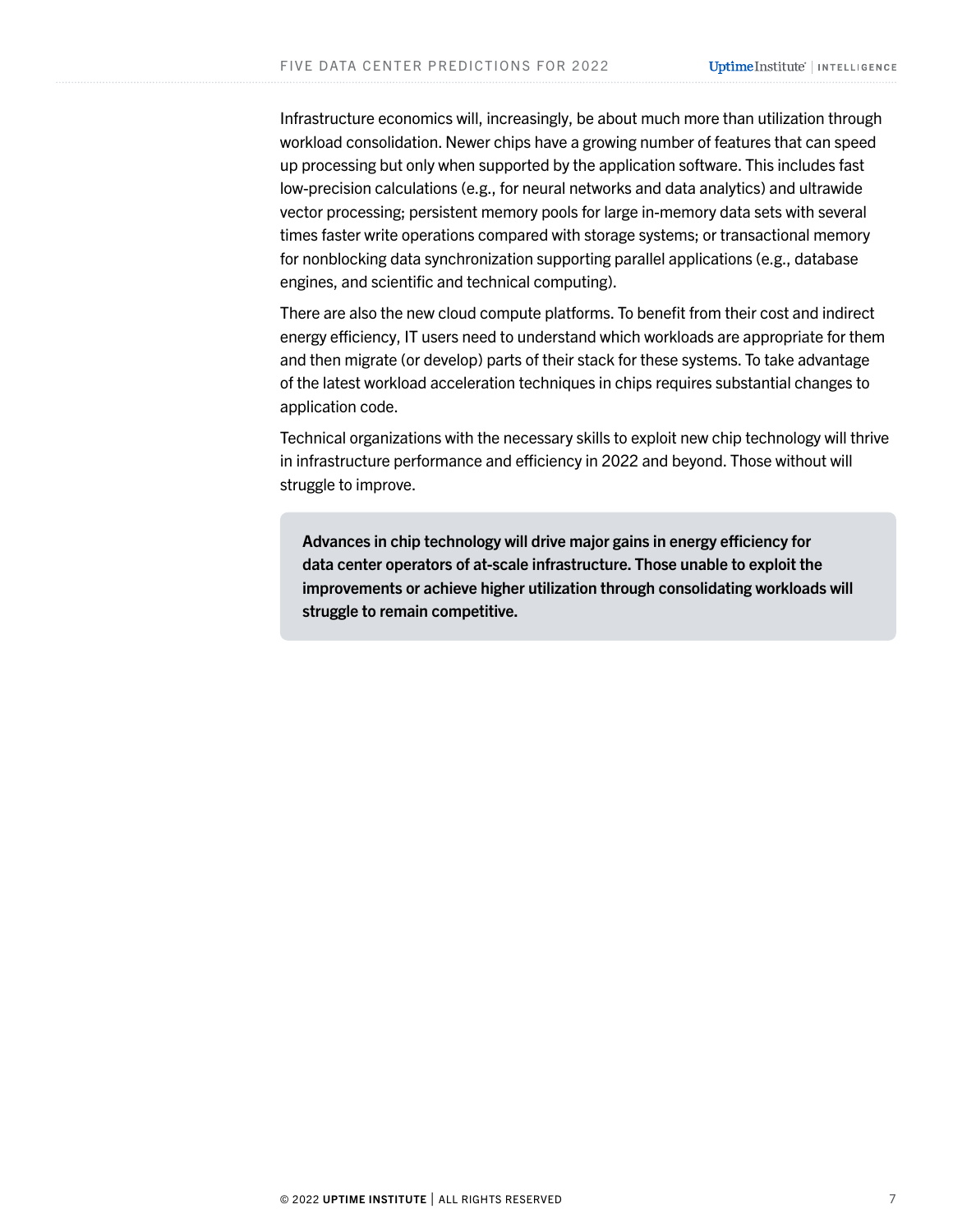Infrastructure economics will, increasingly, be about much more than utilization through workload consolidation. Newer chips have a growing number of features that can speed up processing but only when supported by the application software. This includes fast low-precision calculations (e.g., for neural networks and data analytics) and ultrawide vector processing; persistent memory pools for large in-memory data sets with several times faster write operations compared with storage systems; or transactional memory for nonblocking data synchronization supporting parallel applications (e.g., database engines, and scientific and technical computing).

There are also the new cloud compute platforms. To benefit from their cost and indirect energy efficiency, IT users need to understand which workloads are appropriate for them and then migrate (or develop) parts of their stack for these systems. To take advantage of the latest workload acceleration techniques in chips requires substantial changes to application code.

Technical organizations with the necessary skills to exploit new chip technology will thrive in infrastructure performance and efficiency in 2022 and beyond. Those without will struggle to improve.

**Advances in chip technology will drive major gains in energy efficiency for data center operators of at-scale infrastructure. Those unable to exploit the improvements or achieve higher utilization through consolidating workloads will struggle to remain competitive.**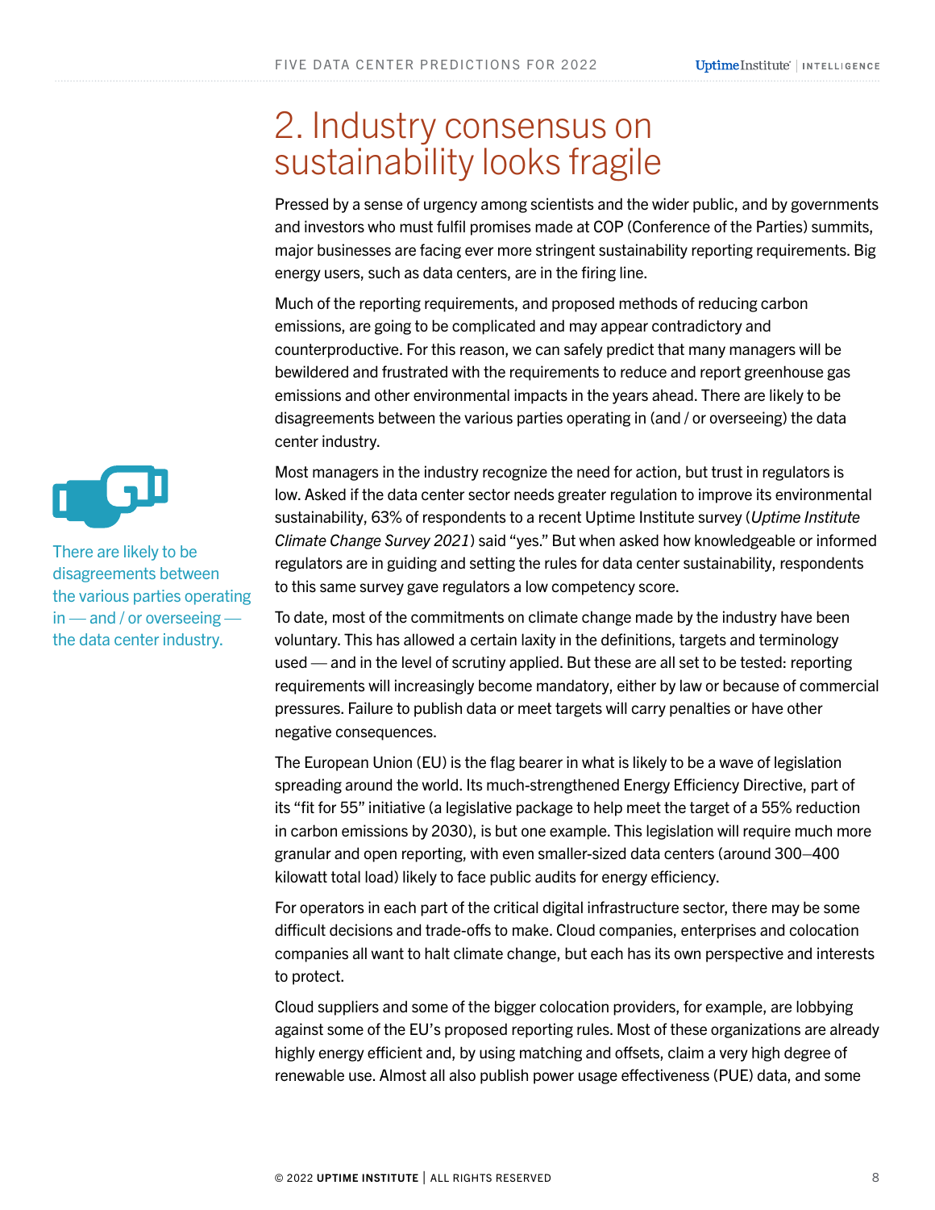## 2. Industry consensus on sustainability looks fragile

Pressed by a sense of urgency among scientists and the wider public, and by governments and investors who must fulfil promises made at COP (Conference of the Parties) summits, major businesses are facing ever more stringent sustainability reporting requirements. Big energy users, such as data centers, are in the firing line.

Much of the reporting requirements, and proposed methods of reducing carbon emissions, are going to be complicated and may appear contradictory and counterproductive. For this reason, we can safely predict that many managers will be bewildered and frustrated with the requirements to reduce and report greenhouse gas emissions and other environmental impacts in the years ahead. There are likely to be disagreements between the various parties operating in (and / or overseeing) the data center industry.

There are likely to be disagreements between the various parties operating in — and / or overseeing — the data center industry.

Most managers in the industry recognize the need for action, but trust in regulators is low. Asked if the data center sector needs greater regulation to improve its environmental sustainability, 63% of respondents to a recent Uptime Institute survey (*Uptime Institute Climate Change Survey 2021*) said "yes." But when asked how knowledgeable or informed regulators are in guiding and setting the rules for data center sustainability, respondents to this same survey gave regulators a low competency score.

To date, most of the commitments on climate change made by the industry have been voluntary. This has allowed a certain laxity in the definitions, targets and terminology used — and in the level of scrutiny applied. But these are all set to be tested: reporting requirements will increasingly become mandatory, either by law or because of commercial pressures. Failure to publish data or meet targets will carry penalties or have other negative consequences.

The European Union (EU) is the flag bearer in what is likely to be a wave of legislation spreading around the world. Its much-strengthened Energy Efficiency Directive, part of its "fit for 55" initiative (a legislative package to help meet the target of a 55% reduction in carbon emissions by 2030), is but one example. This legislation will require much more granular and open reporting, with even smaller-sized data centers (around 300–400 kilowatt total load) likely to face public audits for energy efficiency.

For operators in each part of the critical digital infrastructure sector, there may be some difficult decisions and trade-offs to make. Cloud companies, enterprises and colocation companies all want to halt climate change, but each has its own perspective and interests to protect.

Cloud suppliers and some of the bigger colocation providers, for example, are lobbying against some of the EU's proposed reporting rules. Most of these organizations are already highly energy efficient and, by using matching and offsets, claim a very high degree of renewable use. Almost all also publish power usage effectiveness (PUE) data, and some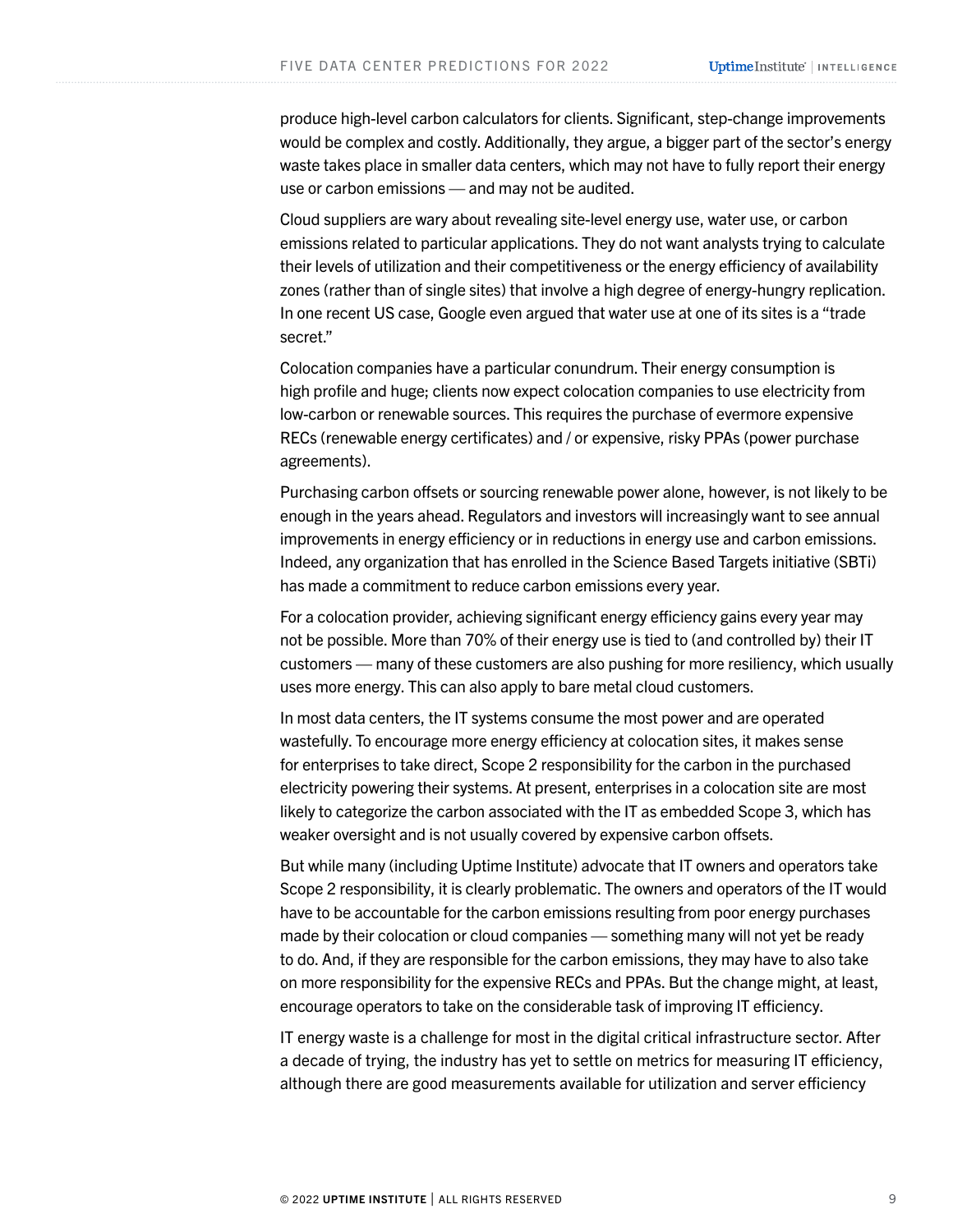produce high-level carbon calculators for clients. Significant, step-change improvements would be complex and costly. Additionally, they argue, a bigger part of the sector's energy waste takes place in smaller data centers, which may not have to fully report their energy use or carbon emissions — and may not be audited.

Cloud suppliers are wary about revealing site-level energy use, water use, or carbon emissions related to particular applications. They do not want analysts trying to calculate their levels of utilization and their competitiveness or the energy efficiency of availability zones (rather than of single sites) that involve a high degree of energy-hungry replication. In one recent US case, Google even argued that water use at one of its sites is a "trade secret."

Colocation companies have a particular conundrum. Their energy consumption is high profile and huge; clients now expect colocation companies to use electricity from low-carbon or renewable sources. This requires the purchase of evermore expensive RECs (renewable energy certificates) and / or expensive, risky PPAs (power purchase agreements).

Purchasing carbon offsets or sourcing renewable power alone, however, is not likely to be enough in the years ahead. Regulators and investors will increasingly want to see annual improvements in energy efficiency or in reductions in energy use and carbon emissions. Indeed, any organization that has enrolled in the Science Based Targets initiative (SBTi) has made a commitment to reduce carbon emissions every year.

For a colocation provider, achieving significant energy efficiency gains every year may not be possible. More than 70% of their energy use is tied to (and controlled by) their IT customers — many of these customers are also pushing for more resiliency, which usually uses more energy. This can also apply to bare metal cloud customers.

In most data centers, the IT systems consume the most power and are operated wastefully. To encourage more energy efficiency at colocation sites, it makes sense for enterprises to take direct, Scope 2 responsibility for the carbon in the purchased electricity powering their systems. At present, enterprises in a colocation site are most likely to categorize the carbon associated with the IT as embedded Scope 3, which has weaker oversight and is not usually covered by expensive carbon offsets.

But while many (including Uptime Institute) advocate that IT owners and operators take Scope 2 responsibility, it is clearly problematic. The owners and operators of the IT would have to be accountable for the carbon emissions resulting from poor energy purchases made by their colocation or cloud companies — something many will not yet be ready to do. And, if they are responsible for the carbon emissions, they may have to also take on more responsibility for the expensive RECs and PPAs. But the change might, at least, encourage operators to take on the considerable task of improving IT efficiency.

IT energy waste is a challenge for most in the digital critical infrastructure sector. After a decade of trying, the industry has yet to settle on metrics for measuring IT efficiency, although there are good measurements available for utilization and server efficiency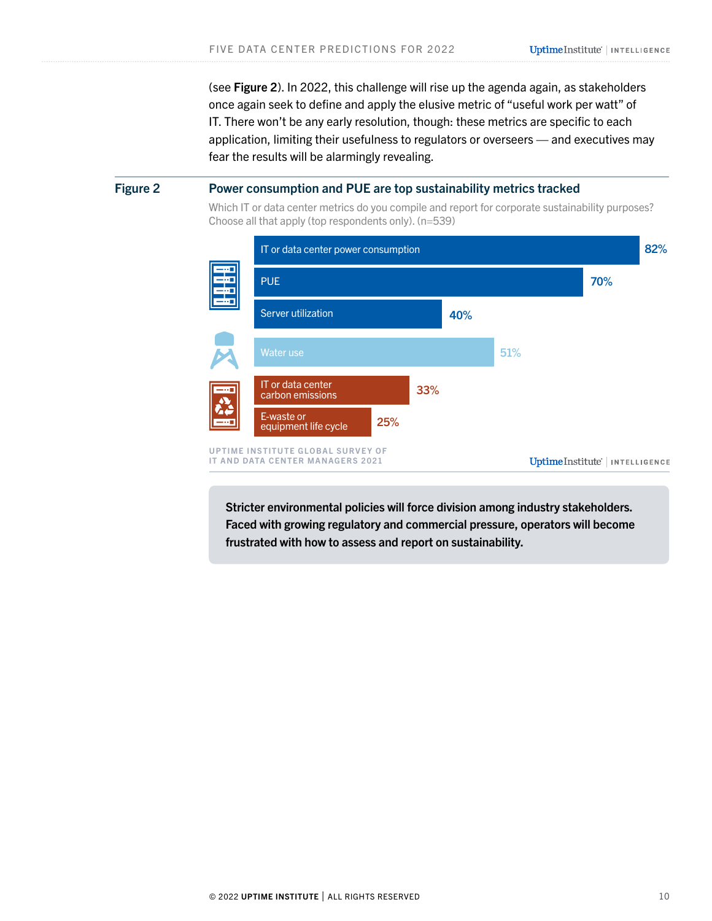(see **Figure 2**). In 2022, this challenge will rise up the agenda again, as stakeholders once again seek to define and apply the elusive metric of "useful work per watt" of IT. There won't be any early resolution, though: these metrics are specific to each application, limiting their usefulness to regulators or overseers — and executives may fear the results will be alarmingly revealing.

**Figure 2** **Power consumption and PUE are top sustainability metrics tracked**

Which IT or data center metrics do you compile and report for corporate sustainability purposes? Choose all that apply (top respondents only). (n=539)

| Metric | % |
|---|---|
| IT or data center power consumption | 82% |
| PUE | 70% |
| Server utilization | 40% |
| Water use | 51% |
| IT or data center carbon emissions | 33% |
| E-waste or equipment life cycle | 25% |

UPTIME INSTITUTE GLOBAL SURVEY OF IT AND DATA CENTER MANAGERS 2021

**Stricter environmental policies will force division among industry stakeholders. Faced with growing regulatory and commercial pressure, operators will become frustrated with how to assess and report on sustainability.**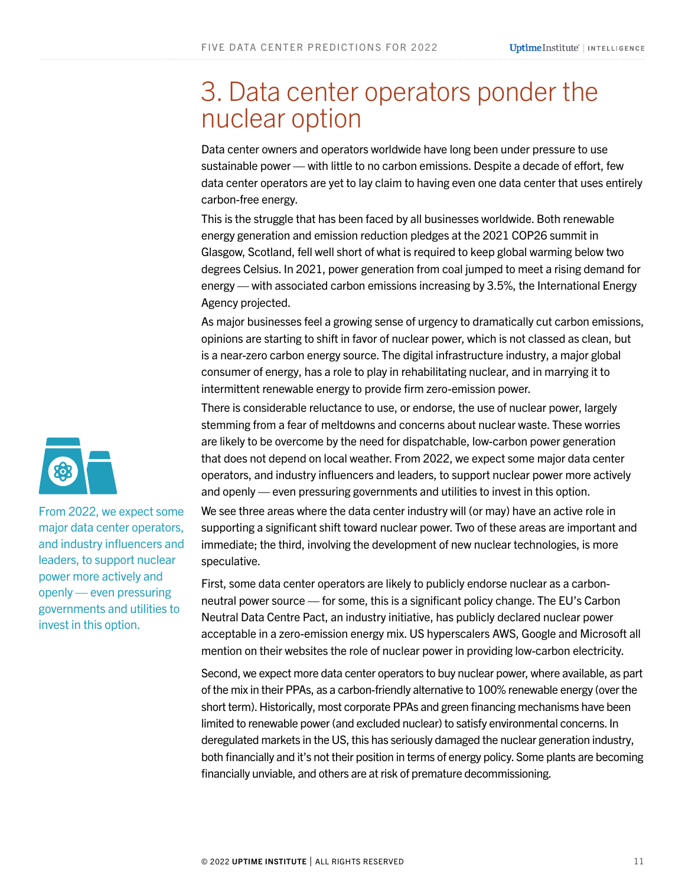# 3. Data center operators ponder the nuclear option

Data center owners and operators worldwide have long been under pressure to use sustainable power — with little to no carbon emissions. Despite a decade of effort, few data center operators are yet to lay claim to having even one data center that uses entirely carbon-free energy.

This is the struggle that has been faced by all businesses worldwide. Both renewable energy generation and emission reduction pledges at the 2021 COP26 summit in Glasgow, Scotland, fell well short of what is required to keep global warming below two degrees Celsius. In 2021, power generation from coal jumped to meet a rising demand for energy — with associated carbon emissions increasing by 3.5%, the International Energy Agency projected.

As major businesses feel a growing sense of urgency to dramatically cut carbon emissions, opinions are starting to shift in favor of nuclear power, which is not classed as clean, but is a near-zero carbon energy source. The digital infrastructure industry, a major global consumer of energy, has a role to play in rehabilitating nuclear, and in marrying it to intermittent renewable energy to provide firm zero-emission power.

There is considerable reluctance to use, or endorse, the use of nuclear power, largely stemming from a fear of meltdowns and concerns about nuclear waste. These worries are likely to be overcome by the need for dispatchable, low-carbon power generation that does not depend on local weather. From 2022, we expect some major data center operators, and industry influencers and leaders, to support nuclear power more actively and openly — even pressuring governments and utilities to invest in this option.

From 2022, we expect some major data center operators, and industry influencers and leaders, to support nuclear power more actively and openly — even pressuring governments and utilities to invest in this option.

We see three areas where the data center industry will (or may) have an active role in supporting a significant shift toward nuclear power. Two of these areas are important and immediate; the third, involving the development of new nuclear technologies, is more speculative.

First, some data center operators are likely to publicly endorse nuclear as a carbon-neutral power source — for some, this is a significant policy change. The EU's Carbon Neutral Data Centre Pact, an industry initiative, has publicly declared nuclear power acceptable in a zero-emission energy mix. US hyperscalers AWS, Google and Microsoft all mention on their websites the role of nuclear power in providing low-carbon electricity.

Second, we expect more data center operators to buy nuclear power, where available, as part of the mix in their PPAs, as a carbon-friendly alternative to 100% renewable energy (over the short term). Historically, most corporate PPAs and green financing mechanisms have been limited to renewable power (and excluded nuclear) to satisfy environmental concerns. In deregulated markets in the US, this has seriously damaged the nuclear generation industry, both financially and it's not their position in terms of energy policy. Some plants are becoming financially unviable, and others are at risk of premature decommissioning.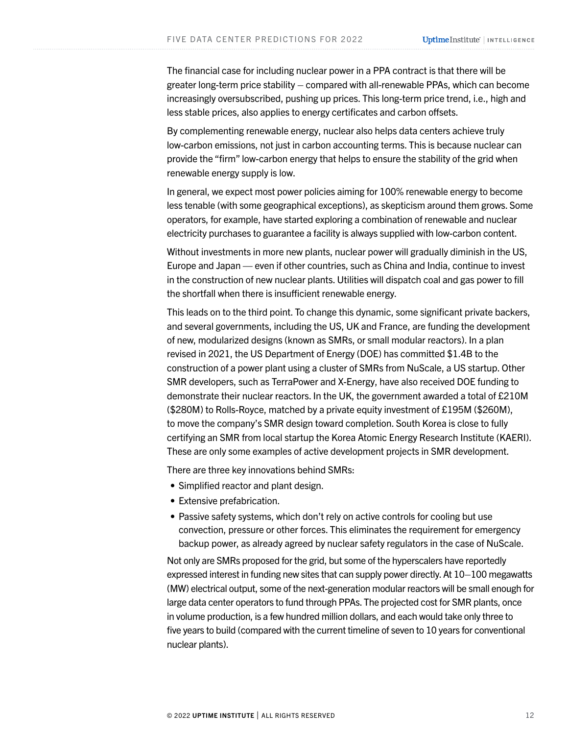The financial case for including nuclear power in a PPA contract is that there will be greater long-term price stability — compared with all-renewable PPAs, which can become increasingly oversubscribed, pushing up prices. This long-term price trend, i.e., high and less stable prices, also applies to energy certificates and carbon offsets.

By complementing renewable energy, nuclear also helps data centers achieve truly low-carbon emissions, not just in carbon accounting terms. This is because nuclear can provide the "firm" low-carbon energy that helps to ensure the stability of the grid when renewable energy supply is low.

In general, we expect most power policies aiming for 100% renewable energy to become less tenable (with some geographical exceptions), as skepticism around them grows. Some operators, for example, have started exploring a combination of renewable and nuclear electricity purchases to guarantee a facility is always supplied with low-carbon content.

Without investments in more new plants, nuclear power will gradually diminish in the US, Europe and Japan — even if other countries, such as China and India, continue to invest in the construction of new nuclear plants. Utilities will dispatch coal and gas power to fill the shortfall when there is insufficient renewable energy.

This leads on to the third point. To change this dynamic, some significant private backers, and several governments, including the US, UK and France, are funding the development of new, modularized designs (known as SMRs, or small modular reactors). In a plan revised in 2021, the US Department of Energy (DOE) has committed $1.4B to the construction of a power plant using a cluster of SMRs from NuScale, a US startup. Other SMR developers, such as TerraPower and X-Energy, have also received DOE funding to demonstrate their nuclear reactors. In the UK, the government awarded a total of £210M ($280M) to Rolls-Royce, matched by a private equity investment of £195M ($260M), to move the company's SMR design toward completion. South Korea is close to fully certifying an SMR from local startup the Korea Atomic Energy Research Institute (KAERI). These are only some examples of active development projects in SMR development.

There are three key innovations behind SMRs:

- Simplified reactor and plant design.
- Extensive prefabrication.
- Passive safety systems, which don't rely on active controls for cooling but use convection, pressure or other forces. This eliminates the requirement for emergency backup power, as already agreed by nuclear safety regulators in the case of NuScale.

Not only are SMRs proposed for the grid, but some of the hyperscalers have reportedly expressed interest in funding new sites that can supply power directly. At 10–100 megawatts (MW) electrical output, some of the next-generation modular reactors will be small enough for large data center operators to fund through PPAs. The projected cost for SMR plants, once in volume production, is a few hundred million dollars, and each would take only three to five years to build (compared with the current timeline of seven to 10 years for conventional nuclear plants).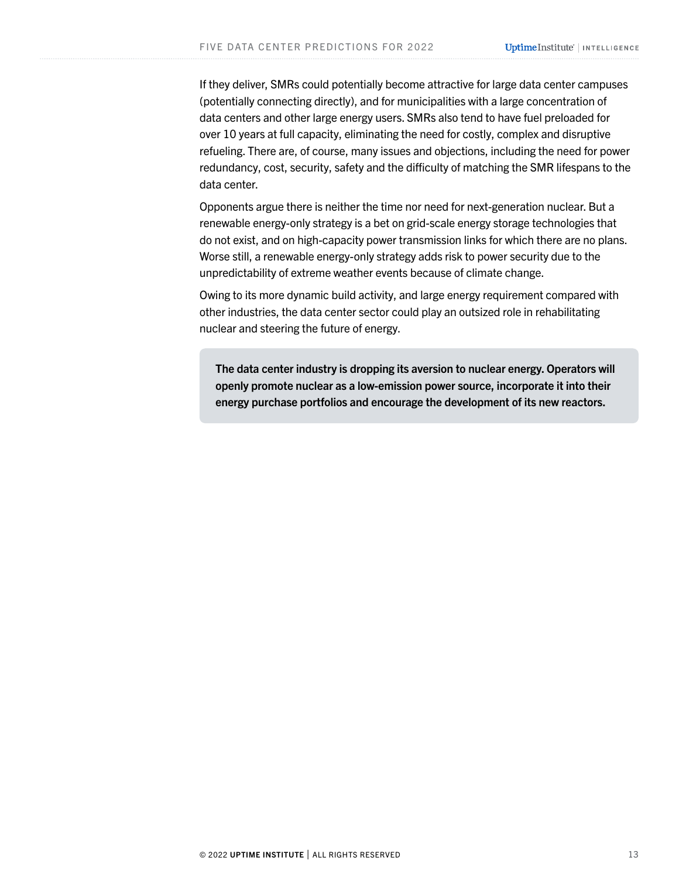If they deliver, SMRs could potentially become attractive for large data center campuses (potentially connecting directly), and for municipalities with a large concentration of data centers and other large energy users. SMRs also tend to have fuel preloaded for over 10 years at full capacity, eliminating the need for costly, complex and disruptive refueling. There are, of course, many issues and objections, including the need for power redundancy, cost, security, safety and the difficulty of matching the SMR lifespans to the data center.

Opponents argue there is neither the time nor need for next-generation nuclear. But a renewable energy-only strategy is a bet on grid-scale energy storage technologies that do not exist, and on high-capacity power transmission links for which there are no plans. Worse still, a renewable energy-only strategy adds risk to power security due to the unpredictability of extreme weather events because of climate change.

Owing to its more dynamic build activity, and large energy requirement compared with other industries, the data center sector could play an outsized role in rehabilitating nuclear and steering the future of energy.

**The data center industry is dropping its aversion to nuclear energy. Operators will openly promote nuclear as a low-emission power source, incorporate it into their energy purchase portfolios and encourage the development of its new reactors.**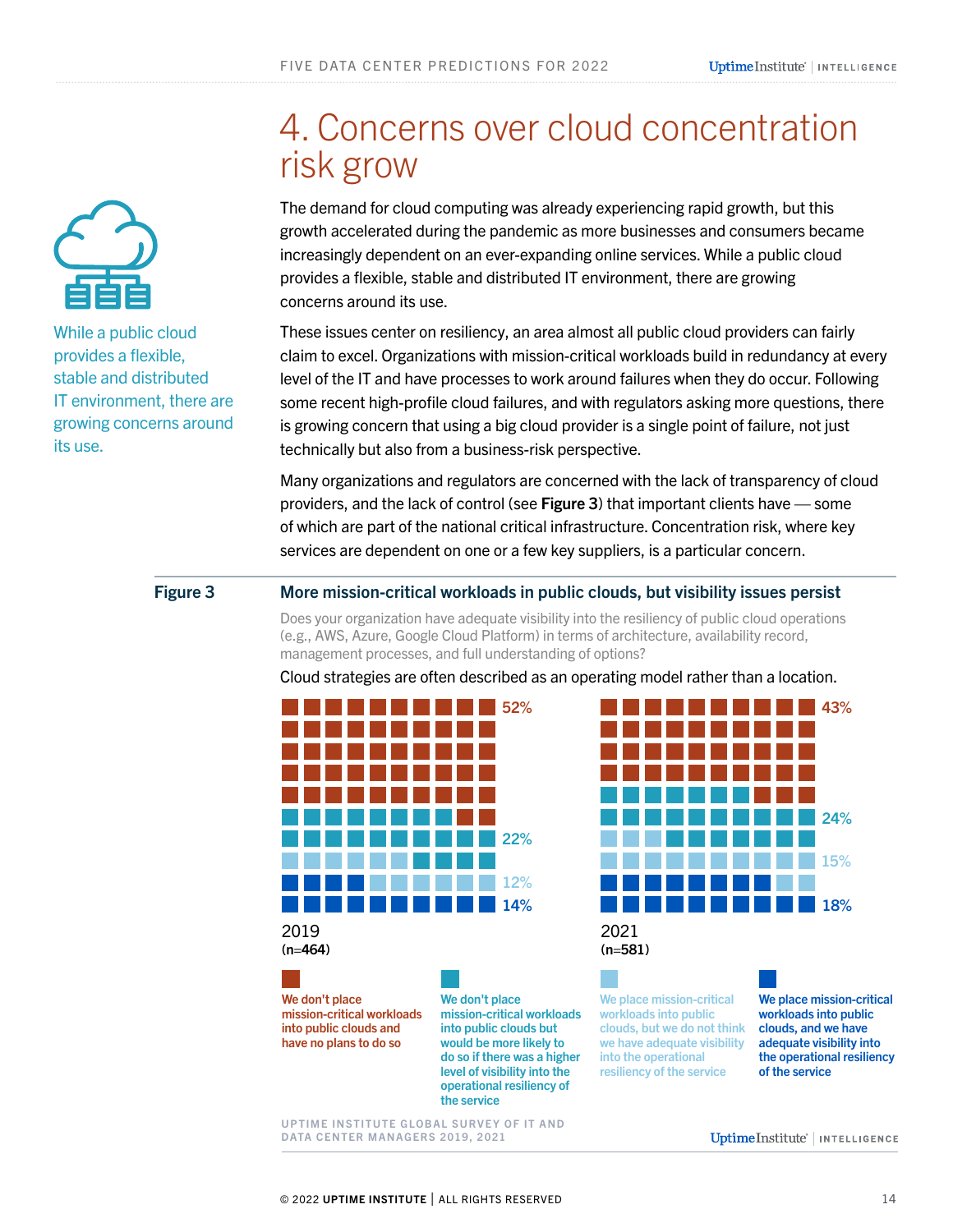# 4. Concerns over cloud concentration risk grow

While a public cloud provides a flexible, stable and distributed IT environment, there are growing concerns around its use.

The demand for cloud computing was already experiencing rapid growth, but this growth accelerated during the pandemic as more businesses and consumers became increasingly dependent on an ever-expanding online services. While a public cloud provides a flexible, stable and distributed IT environment, there are growing concerns around its use.

These issues center on resiliency, an area almost all public cloud providers can fairly claim to excel. Organizations with mission-critical workloads build in redundancy at every level of the IT and have processes to work around failures when they do occur. Following some recent high-profile cloud failures, and with regulators asking more questions, there is growing concern that using a big cloud provider is a single point of failure, not just technically but also from a business-risk perspective.

Many organizations and regulators are concerned with the lack of transparency of cloud providers, and the lack of control (see **Figure 3**) that important clients have — some of which are part of the national critical infrastructure. Concentration risk, where key services are dependent on one or a few key suppliers, is a particular concern.

**Figure 3** **More mission-critical workloads in public clouds, but visibility issues persist**

Does your organization have adequate visibility into the resiliency of public cloud operations (e.g., AWS, Azure, Google Cloud Platform) in terms of architecture, availability record, management processes, and full understanding of options?

Cloud strategies are often described as an operating model rather than a location.

| | 2019 (n=464) | 2021 (n=581) |
|---|---|---|
| We don't place mission-critical workloads into public clouds and have no plans to do so | 52% | 43% |
| We don't place mission-critical workloads into public clouds but would be more likely to do so if there was a higher level of visibility into the operational resiliency of the service | 22% | 24% |
| We place mission-critical workloads into public clouds, but we do not think we have adequate visibility into the operational resiliency of the service | 12% | 15% |
| We place mission-critical workloads into public clouds, and we have adequate visibility into the operational resiliency of the service | 14% | 18% |

UPTIME INSTITUTE GLOBAL SURVEY OF IT AND DATA CENTER MANAGERS 2019, 2021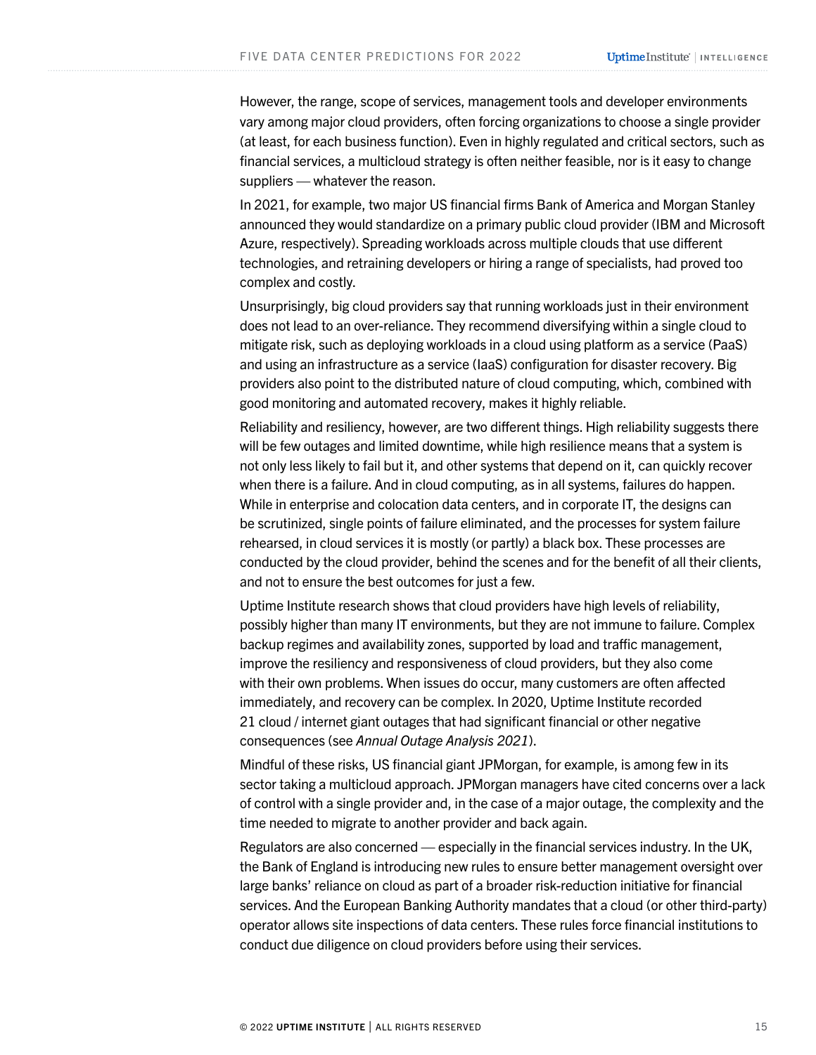However, the range, scope of services, management tools and developer environments vary among major cloud providers, often forcing organizations to choose a single provider (at least, for each business function). Even in highly regulated and critical sectors, such as financial services, a multicloud strategy is often neither feasible, nor is it easy to change suppliers — whatever the reason.

In 2021, for example, two major US financial firms Bank of America and Morgan Stanley announced they would standardize on a primary public cloud provider (IBM and Microsoft Azure, respectively). Spreading workloads across multiple clouds that use different technologies, and retraining developers or hiring a range of specialists, had proved too complex and costly.

Unsurprisingly, big cloud providers say that running workloads just in their environment does not lead to an over-reliance. They recommend diversifying within a single cloud to mitigate risk, such as deploying workloads in a cloud using platform as a service (PaaS) and using an infrastructure as a service (IaaS) configuration for disaster recovery. Big providers also point to the distributed nature of cloud computing, which, combined with good monitoring and automated recovery, makes it highly reliable.

Reliability and resiliency, however, are two different things. High reliability suggests there will be few outages and limited downtime, while high resilience means that a system is not only less likely to fail but it, and other systems that depend on it, can quickly recover when there is a failure. And in cloud computing, as in all systems, failures do happen. While in enterprise and colocation data centers, and in corporate IT, the designs can be scrutinized, single points of failure eliminated, and the processes for system failure rehearsed, in cloud services it is mostly (or partly) a black box. These processes are conducted by the cloud provider, behind the scenes and for the benefit of all their clients, and not to ensure the best outcomes for just a few.

Uptime Institute research shows that cloud providers have high levels of reliability, possibly higher than many IT environments, but they are not immune to failure. Complex backup regimes and availability zones, supported by load and traffic management, improve the resiliency and responsiveness of cloud providers, but they also come with their own problems. When issues do occur, many customers are often affected immediately, and recovery can be complex. In 2020, Uptime Institute recorded 21 cloud / internet giant outages that had significant financial or other negative consequences (see *Annual Outage Analysis 2021*).

Mindful of these risks, US financial giant JPMorgan, for example, is among few in its sector taking a multicloud approach. JPMorgan managers have cited concerns over a lack of control with a single provider and, in the case of a major outage, the complexity and the time needed to migrate to another provider and back again.

Regulators are also concerned — especially in the financial services industry. In the UK, the Bank of England is introducing new rules to ensure better management oversight over large banks' reliance on cloud as part of a broader risk-reduction initiative for financial services. And the European Banking Authority mandates that a cloud (or other third-party) operator allows site inspections of data centers. These rules force financial institutions to conduct due diligence on cloud providers before using their services.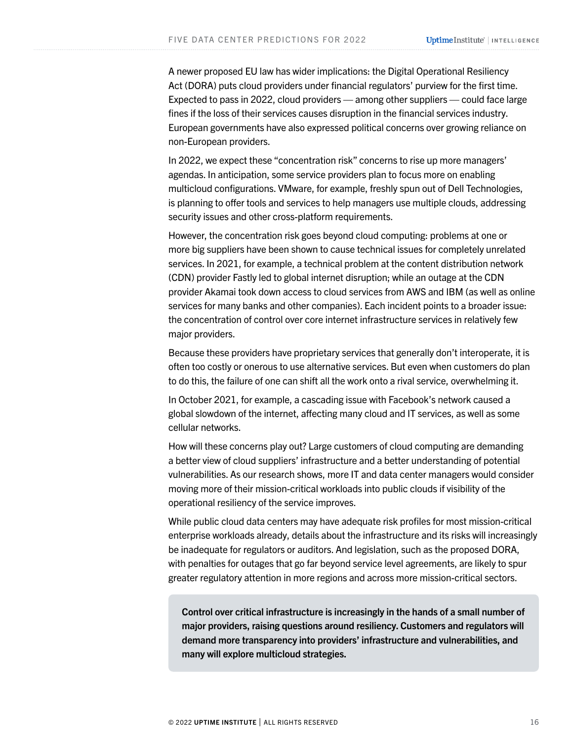A newer proposed EU law has wider implications: the Digital Operational Resiliency Act (DORA) puts cloud providers under financial regulators' purview for the first time. Expected to pass in 2022, cloud providers — among other suppliers — could face large fines if the loss of their services causes disruption in the financial services industry. European governments have also expressed political concerns over growing reliance on non-European providers.

In 2022, we expect these "concentration risk" concerns to rise up more managers' agendas. In anticipation, some service providers plan to focus more on enabling multicloud configurations. VMware, for example, freshly spun out of Dell Technologies, is planning to offer tools and services to help managers use multiple clouds, addressing security issues and other cross-platform requirements.

However, the concentration risk goes beyond cloud computing: problems at one or more big suppliers have been shown to cause technical issues for completely unrelated services. In 2021, for example, a technical problem at the content distribution network (CDN) provider Fastly led to global internet disruption; while an outage at the CDN provider Akamai took down access to cloud services from AWS and IBM (as well as online services for many banks and other companies). Each incident points to a broader issue: the concentration of control over core internet infrastructure services in relatively few major providers.

Because these providers have proprietary services that generally don't interoperate, it is often too costly or onerous to use alternative services. But even when customers do plan to do this, the failure of one can shift all the work onto a rival service, overwhelming it.

In October 2021, for example, a cascading issue with Facebook's network caused a global slowdown of the internet, affecting many cloud and IT services, as well as some cellular networks.

How will these concerns play out? Large customers of cloud computing are demanding a better view of cloud suppliers' infrastructure and a better understanding of potential vulnerabilities. As our research shows, more IT and data center managers would consider moving more of their mission-critical workloads into public clouds if visibility of the operational resiliency of the service improves.

While public cloud data centers may have adequate risk profiles for most mission-critical enterprise workloads already, details about the infrastructure and its risks will increasingly be inadequate for regulators or auditors. And legislation, such as the proposed DORA, with penalties for outages that go far beyond service level agreements, are likely to spur greater regulatory attention in more regions and across more mission-critical sectors.

**Control over critical infrastructure is increasingly in the hands of a small number of major providers, raising questions around resiliency. Customers and regulators will demand more transparency into providers' infrastructure and vulnerabilities, and many will explore multicloud strategies.**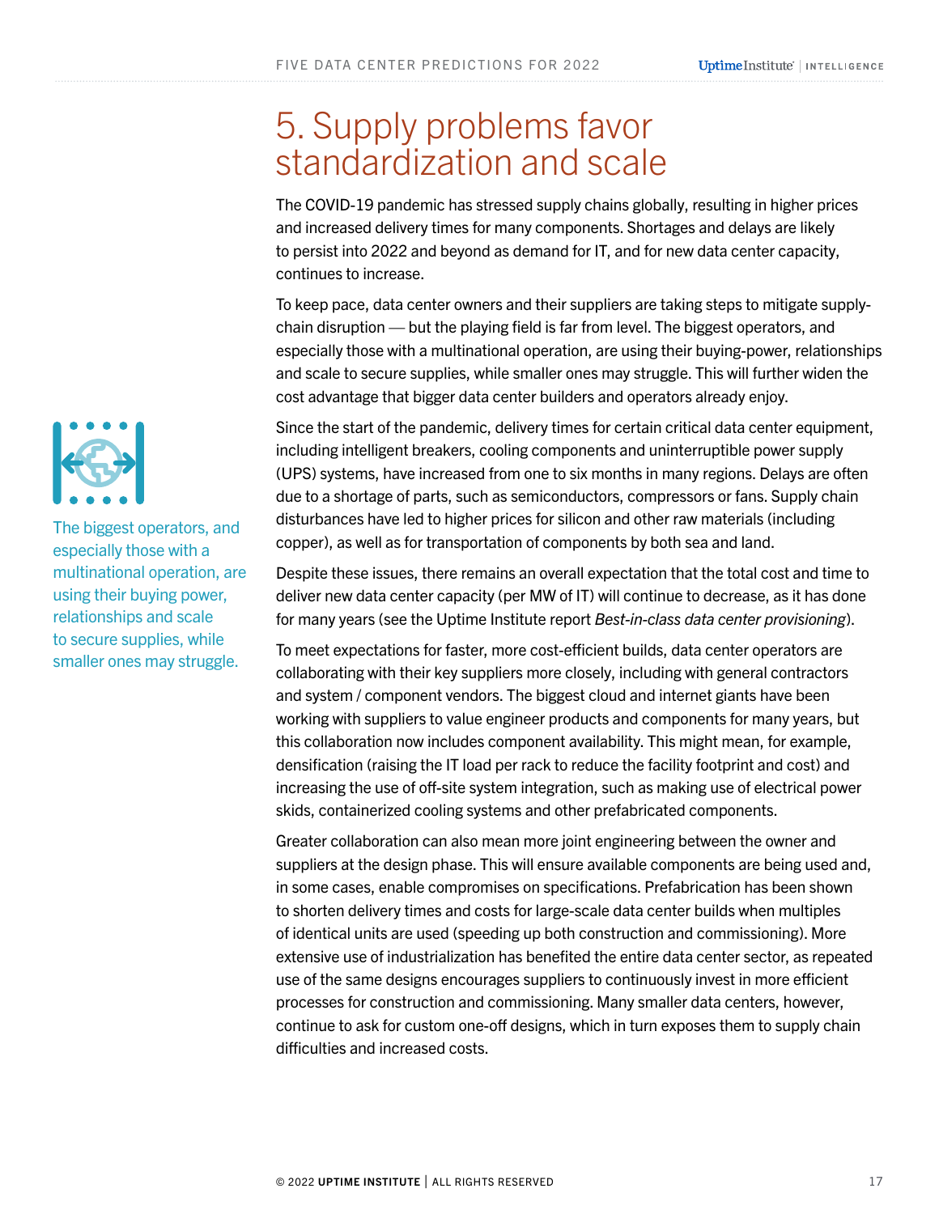# 5. Supply problems favor standardization and scale

The COVID-19 pandemic has stressed supply chains globally, resulting in higher prices and increased delivery times for many components. Shortages and delays are likely to persist into 2022 and beyond as demand for IT, and for new data center capacity, continues to increase.

To keep pace, data center owners and their suppliers are taking steps to mitigate supply-chain disruption — but the playing field is far from level. The biggest operators, and especially those with a multinational operation, are using their buying-power, relationships and scale to secure supplies, while smaller ones may struggle. This will further widen the cost advantage that bigger data center builders and operators already enjoy.

The biggest operators, and especially those with a multinational operation, are using their buying power, relationships and scale to secure supplies, while smaller ones may struggle.

Since the start of the pandemic, delivery times for certain critical data center equipment, including intelligent breakers, cooling components and uninterruptible power supply (UPS) systems, have increased from one to six months in many regions. Delays are often due to a shortage of parts, such as semiconductors, compressors or fans. Supply chain disturbances have led to higher prices for silicon and other raw materials (including copper), as well as for transportation of components by both sea and land.

Despite these issues, there remains an overall expectation that the total cost and time to deliver new data center capacity (per MW of IT) will continue to decrease, as it has done for many years (see the Uptime Institute report *Best-in-class data center provisioning*).

To meet expectations for faster, more cost-efficient builds, data center operators are collaborating with their key suppliers more closely, including with general contractors and system / component vendors. The biggest cloud and internet giants have been working with suppliers to value engineer products and components for many years, but this collaboration now includes component availability. This might mean, for example, densification (raising the IT load per rack to reduce the facility footprint and cost) and increasing the use of off-site system integration, such as making use of electrical power skids, containerized cooling systems and other prefabricated components.

Greater collaboration can also mean more joint engineering between the owner and suppliers at the design phase. This will ensure available components are being used and, in some cases, enable compromises on specifications. Prefabrication has been shown to shorten delivery times and costs for large-scale data center builds when multiples of identical units are used (speeding up both construction and commissioning). More extensive use of industrialization has benefited the entire data center sector, as repeated use of the same designs encourages suppliers to continuously invest in more efficient processes for construction and commissioning. Many smaller data centers, however, continue to ask for custom one-off designs, which in turn exposes them to supply chain difficulties and increased costs.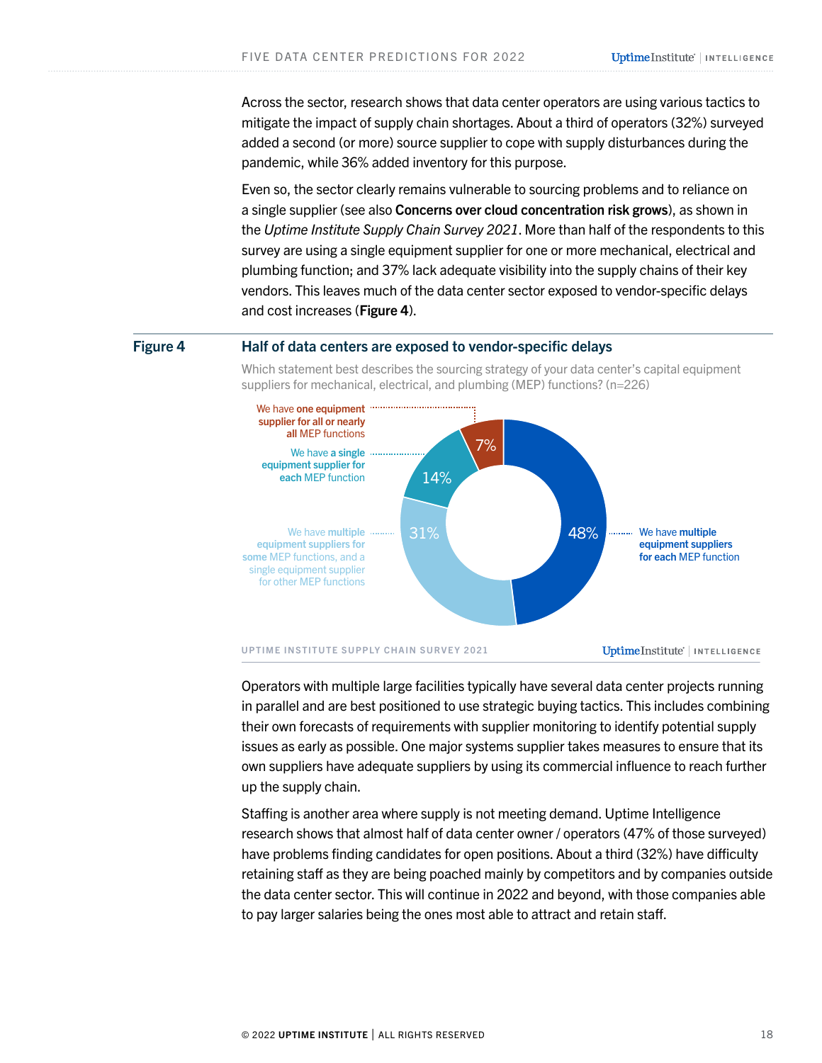Across the sector, research shows that data center operators are using various tactics to mitigate the impact of supply chain shortages. About a third of operators (32%) surveyed added a second (or more) source supplier to cope with supply disturbances during the pandemic, while 36% added inventory for this purpose.

Even so, the sector clearly remains vulnerable to sourcing problems and to reliance on a single supplier (see also **Concerns over cloud concentration risk grows**), as shown in the *Uptime Institute Supply Chain Survey 2021*. More than half of the respondents to this survey are using a single equipment supplier for one or more mechanical, electrical and plumbing function; and 37% lack adequate visibility into the supply chains of their key vendors. This leaves much of the data center sector exposed to vendor-specific delays and cost increases (**Figure 4**).

**Figure 4** **Half of data centers are exposed to vendor-specific delays**

Which statement best describes the sourcing strategy of your data center's capital equipment suppliers for mechanical, electrical, and plumbing (MEP) functions? (n=226)

| Statement | Share |
|---|---|
| We have **multiple equipment suppliers for each** MEP function | 48% |
| We have **multiple equipment suppliers for some** MEP functions, and a single equipment supplier for other MEP functions | 31% |
| We have **a single equipment supplier for each** MEP function | 14% |
| We have **one equipment supplier for all or nearly all** MEP functions | 7% |

UPTIME INSTITUTE SUPPLY CHAIN SURVEY 2021

Operators with multiple large facilities typically have several data center projects running in parallel and are best positioned to use strategic buying tactics. This includes combining their own forecasts of requirements with supplier monitoring to identify potential supply issues as early as possible. One major systems supplier takes measures to ensure that its own suppliers have adequate suppliers by using its commercial influence to reach further up the supply chain.

Staffing is another area where supply is not meeting demand. Uptime Intelligence research shows that almost half of data center owner / operators (47% of those surveyed) have problems finding candidates for open positions. About a third (32%) have difficulty retaining staff as they are being poached mainly by competitors and by companies outside the data center sector. This will continue in 2022 and beyond, with those companies able to pay larger salaries being the ones most able to attract and retain staff.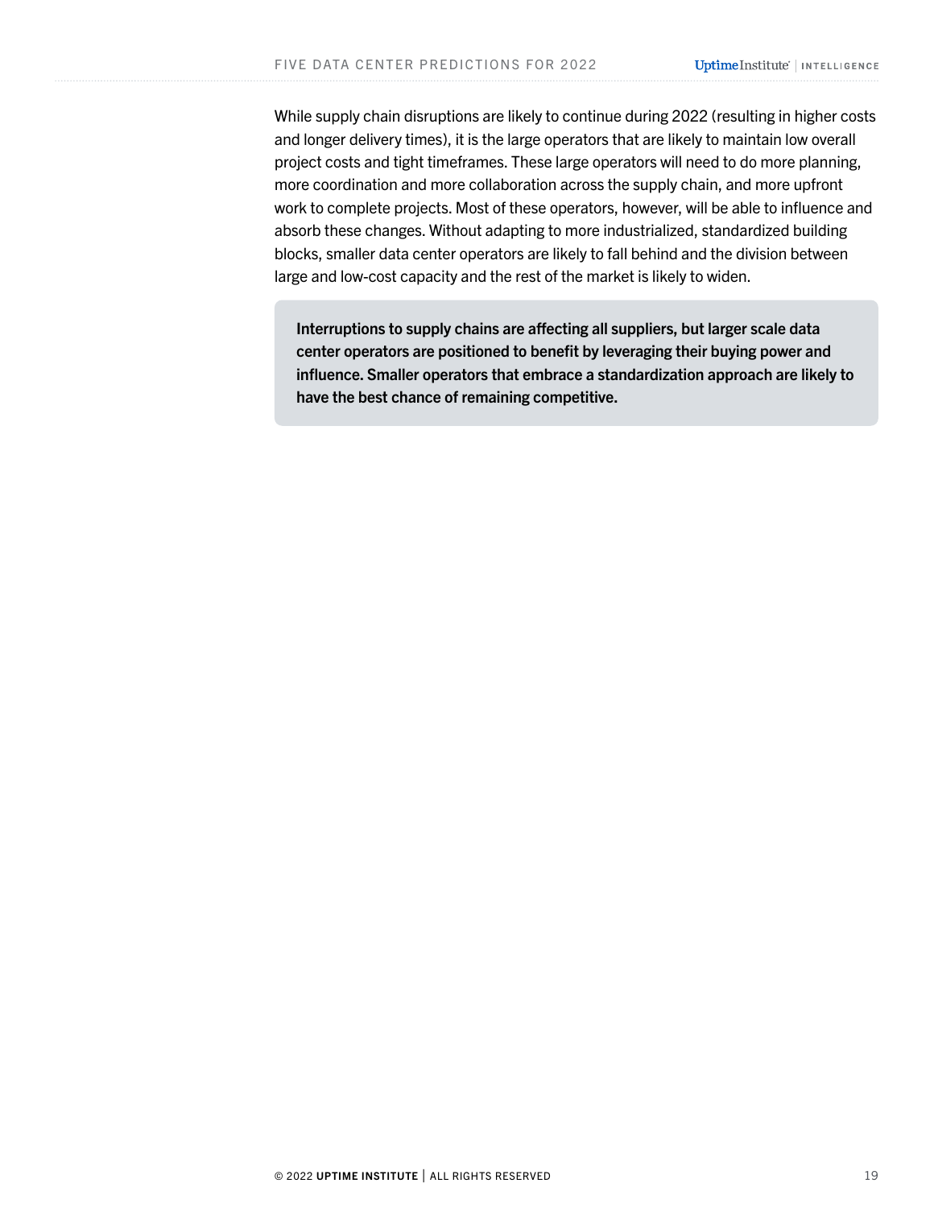While supply chain disruptions are likely to continue during 2022 (resulting in higher costs and longer delivery times), it is the large operators that are likely to maintain low overall project costs and tight timeframes. These large operators will need to do more planning, more coordination and more collaboration across the supply chain, and more upfront work to complete projects. Most of these operators, however, will be able to influence and absorb these changes. Without adapting to more industrialized, standardized building blocks, smaller data center operators are likely to fall behind and the division between large and low-cost capacity and the rest of the market is likely to widen.

**Interruptions to supply chains are affecting all suppliers, but larger scale data center operators are positioned to benefit by leveraging their buying power and influence. Smaller operators that embrace a standardization approach are likely to have the best chance of remaining competitive.**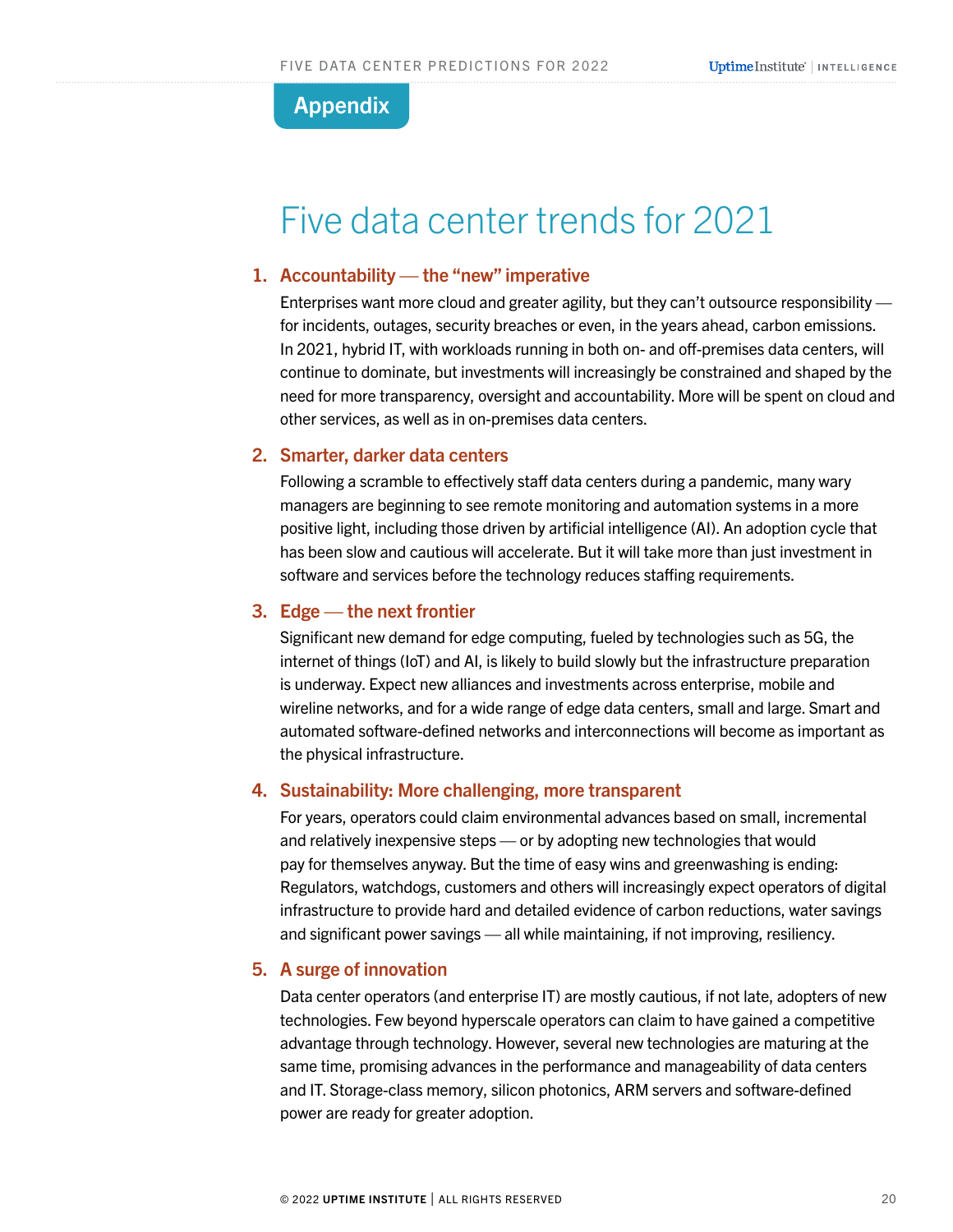## Appendix

# Five data center trends for 2021

1. **Accountability — the "new" imperative**

   Enterprises want more cloud and greater agility, but they can't outsource responsibility — for incidents, outages, security breaches or even, in the years ahead, carbon emissions. In 2021, hybrid IT, with workloads running in both on- and off-premises data centers, will continue to dominate, but investments will increasingly be constrained and shaped by the need for more transparency, oversight and accountability. More will be spent on cloud and other services, as well as in on-premises data centers.

2. **Smarter, darker data centers**

   Following a scramble to effectively staff data centers during a pandemic, many wary managers are beginning to see remote monitoring and automation systems in a more positive light, including those driven by artificial intelligence (AI). An adoption cycle that has been slow and cautious will accelerate. But it will take more than just investment in software and services before the technology reduces staffing requirements.

3. **Edge — the next frontier**

   Significant new demand for edge computing, fueled by technologies such as 5G, the internet of things (IoT) and AI, is likely to build slowly but the infrastructure preparation is underway. Expect new alliances and investments across enterprise, mobile and wireline networks, and for a wide range of edge data centers, small and large. Smart and automated software-defined networks and interconnections will become as important as the physical infrastructure.

4. **Sustainability: More challenging, more transparent**

   For years, operators could claim environmental advances based on small, incremental and relatively inexpensive steps — or by adopting new technologies that would pay for themselves anyway. But the time of easy wins and greenwashing is ending: Regulators, watchdogs, customers and others will increasingly expect operators of digital infrastructure to provide hard and detailed evidence of carbon reductions, water savings and significant power savings — all while maintaining, if not improving, resiliency.

5. **A surge of innovation**

   Data center operators (and enterprise IT) are mostly cautious, if not late, adopters of new technologies. Few beyond hyperscale operators can claim to have gained a competitive advantage through technology. However, several new technologies are maturing at the same time, promising advances in the performance and manageability of data centers and IT. Storage-class memory, silicon photonics, ARM servers and software-defined power are ready for greater adoption.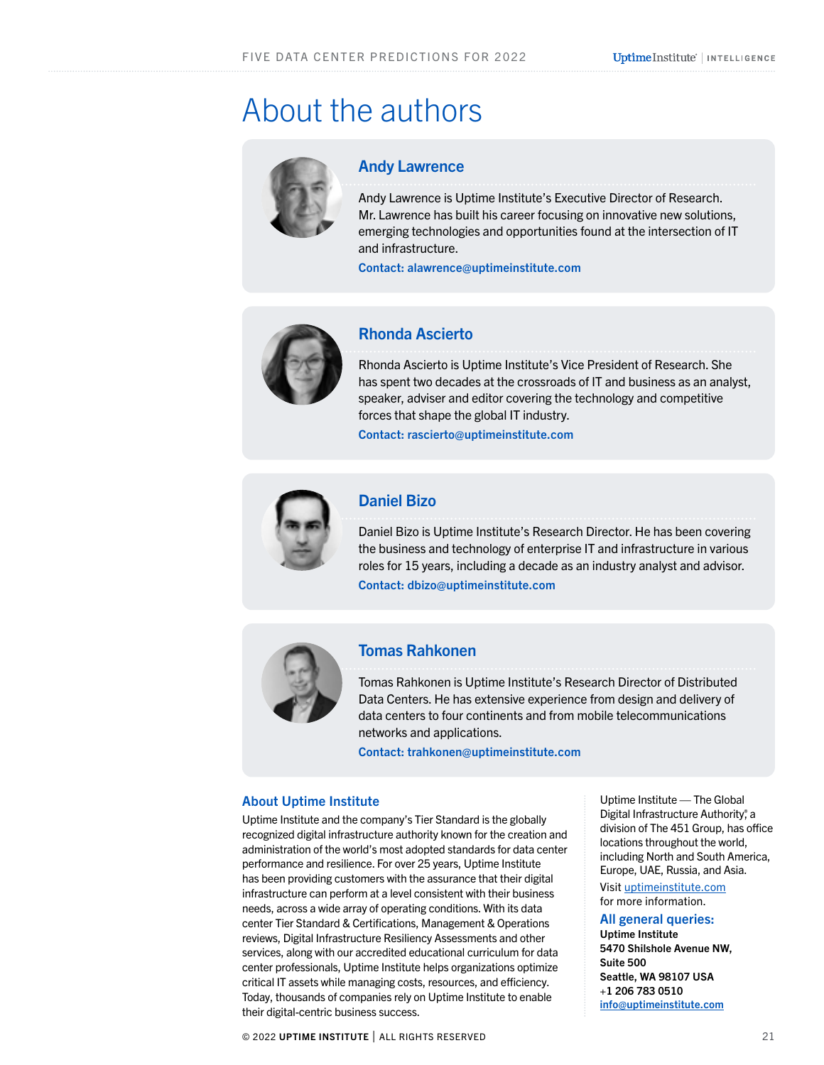# About the authors

## Andy Lawrence

Andy Lawrence is Uptime Institute's Executive Director of Research. Mr. Lawrence has built his career focusing on innovative new solutions, emerging technologies and opportunities found at the intersection of IT and infrastructure.

**Contact: alawrence@uptimeinstitute.com**

## Rhonda Ascierto

Rhonda Ascierto is Uptime Institute's Vice President of Research. She has spent two decades at the crossroads of IT and business as an analyst, speaker, adviser and editor covering the technology and competitive forces that shape the global IT industry.

**Contact: rascierto@uptimeinstitute.com**

## Daniel Bizo

Daniel Bizo is Uptime Institute's Research Director. He has been covering the business and technology of enterprise IT and infrastructure in various roles for 15 years, including a decade as an industry analyst and advisor.

**Contact: dbizo@uptimeinstitute.com**

## Tomas Rahkonen

Tomas Rahkonen is Uptime Institute's Research Director of Distributed Data Centers. He has extensive experience from design and delivery of data centers to four continents and from mobile telecommunications networks and applications.

**Contact: trahkonen@uptimeinstitute.com**

### About Uptime Institute

Uptime Institute and the company's Tier Standard is the globally recognized digital infrastructure authority known for the creation and administration of the world's most adopted standards for data center performance and resilience. For over 25 years, Uptime Institute has been providing customers with the assurance that their digital infrastructure can perform at a level consistent with their business needs, across a wide array of operating conditions. With its data center Tier Standard & Certifications, Management & Operations reviews, Digital Infrastructure Resiliency Assessments and other services, along with our accredited educational curriculum for data center professionals, Uptime Institute helps organizations optimize critical IT assets while managing costs, resources, and efficiency. Today, thousands of companies rely on Uptime Institute to enable their digital-centric business success.

Uptime Institute — The Global Digital Infrastructure Authority®, a division of The 451 Group, has office locations throughout the world, including North and South America, Europe, UAE, Russia, and Asia.

Visit uptimeinstitute.com for more information.

### All general queries:

**Uptime Institute**
**5470 Shilshole Avenue NW,**
**Suite 500**
**Seattle, WA 98107 USA**
**+1 206 783 0510**
**info@uptimeinstitute.com**

© 2022 **UPTIME INSTITUTE** | ALL RIGHTS RESERVED